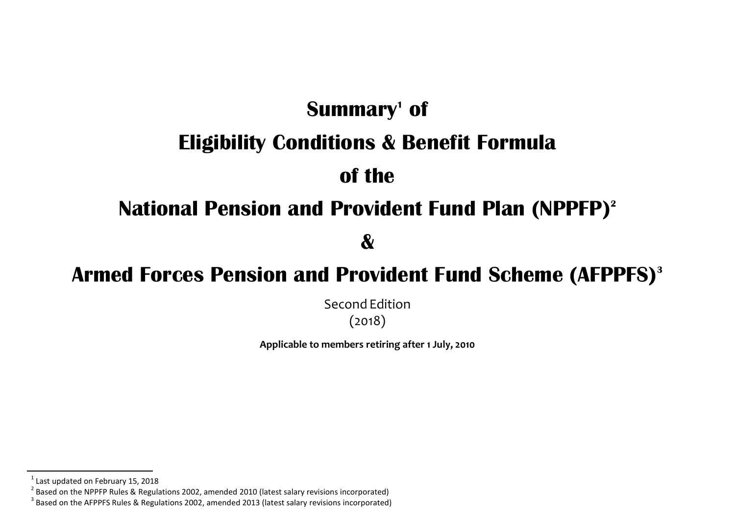# Summary[1] of

# Eligibility Conditions & Benefit Formula

# of the

# National Pension and Provident Fund Plan (NPPFP)[2]

# &

# Armed Forces Pension and Provident Fund Scheme (AFPPFS)[3]

Second Edition
(2018)

**Applicable to members retiring after 1 July, 2010**

---

[1] Last updated on February 15, 2018

[2] Based on the NPPFP Rules & Regulations 2002, amended 2010 (latest salary revisions incorporated)

[3] Based on the AFPPFS Rules & Regulations 2002, amended 2013 (latest salary revisions incorporated)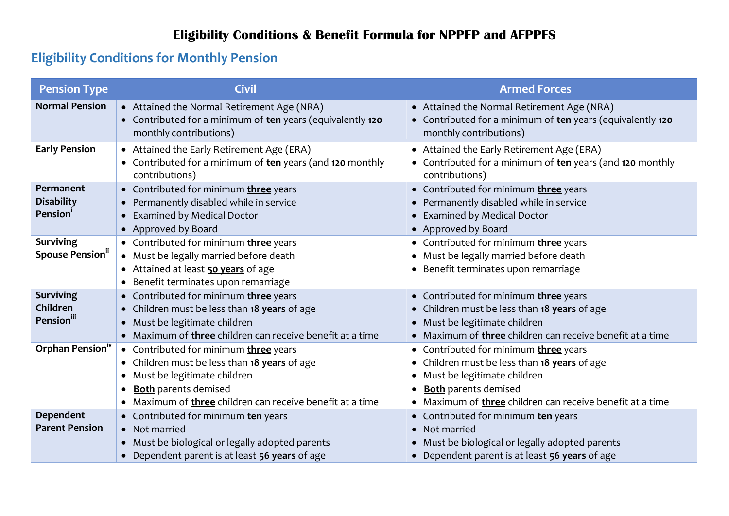# Eligibility Conditions & Benefit Formula for NPPFP and AFPPFS

## Eligibility Conditions for Monthly Pension

| Pension Type | Civil | Armed Forces |
|---|---|---|
| **Normal Pension** | • Attained the Normal Retirement Age (NRA)<br>• Contributed for a minimum of **ten** years (equivalently **120** monthly contributions) | • Attained the Normal Retirement Age (NRA)<br>• Contributed for a minimum of **ten** years (equivalently **120** monthly contributions) |
| **Early Pension** | • Attained the Early Retirement Age (ERA)<br>• Contributed for a minimum of **ten** years (and **120** monthly contributions) | • Attained the Early Retirement Age (ERA)<br>• Contributed for a minimum of **ten** years (and **120** monthly contributions) |
| **Permanent Disability Pension**[i] | • Contributed for minimum **three** years<br>• Permanently disabled while in service<br>• Examined by Medical Doctor<br>• Approved by Board | • Contributed for minimum **three** years<br>• Permanently disabled while in service<br>• Examined by Medical Doctor<br>• Approved by Board |
| **Surviving Spouse Pension**[ii] | • Contributed for minimum **three** years<br>• Must be legally married before death<br>• Attained at least **50 years** of age<br>• Benefit terminates upon remarriage | • Contributed for minimum **three** years<br>• Must be legally married before death<br>• Benefit terminates upon remarriage |
| **Surviving Children Pension**[iii] | • Contributed for minimum **three** years<br>• Children must be less than **18 years** of age<br>• Must be legitimate children<br>• Maximum of **three** children can receive benefit at a time | • Contributed for minimum **three** years<br>• Children must be less than **18 years** of age<br>• Must be legitimate children<br>• Maximum of **three** children can receive benefit at a time |
| **Orphan Pension**[iv] | • Contributed for minimum **three** years<br>• Children must be less than **18 years** of age<br>• Must be legitimate children<br>• **Both** parents demised<br>• Maximum of **three** children can receive benefit at a time | • Contributed for minimum **three** years<br>• Children must be less than **18 years** of age<br>• Must be legitimate children<br>• **Both** parents demised<br>• Maximum of **three** children can receive benefit at a time |
| **Dependent Parent Pension** | • Contributed for minimum **ten** years<br>• Not married<br>• Must be biological or legally adopted parents<br>• Dependent parent is at least **56 years** of age | • Contributed for minimum **ten** years<br>• Not married<br>• Must be biological or legally adopted parents<br>• Dependent parent is at least **56 years** of age |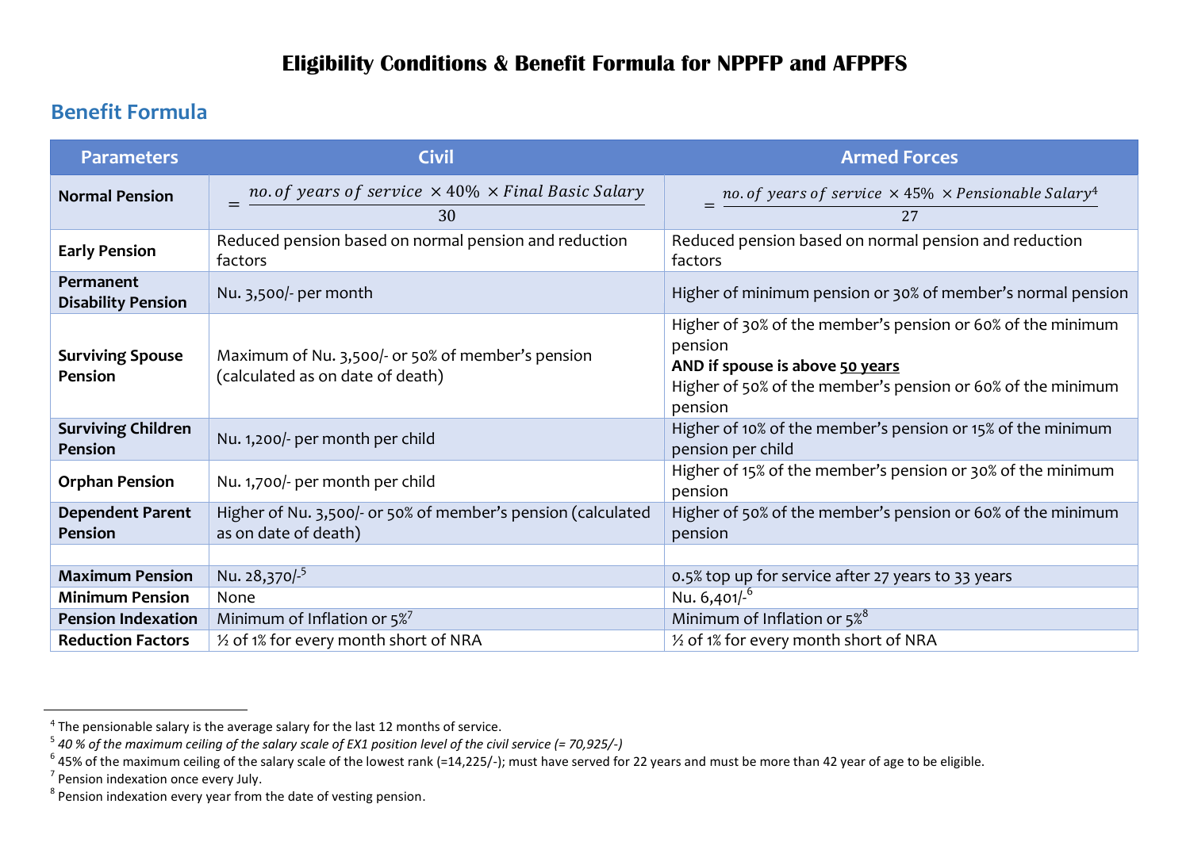# Eligibility Conditions & Benefit Formula for NPPFP and AFPPFS

## Benefit Formula

| Parameters | Civil | Armed Forces |
|---|---|---|
| **Normal Pension** | $= \frac{no. of\ years\ of\ service\ \times 40\%\ \times Final\ Basic\ Salary}{30}$ | $= \frac{no. of\ years\ of\ service\ \times 45\%\ \times Pensionable\ Salary^{4}}{27}$ |
| **Early Pension** | Reduced pension based on normal pension and reduction factors | Reduced pension based on normal pension and reduction factors |
| **Permanent Disability Pension** | Nu. 3,500/- per month | Higher of minimum pension or 30% of member's normal pension |
| **Surviving Spouse Pension** | Maximum of Nu. 3,500/- or 50% of member's pension (calculated as on date of death) | Higher of 30% of the member's pension or 60% of the minimum pension **AND if spouse is above 50 years** Higher of 50% of the member's pension or 60% of the minimum pension |
| **Surviving Children Pension** | Nu. 1,200/- per month per child | Higher of 10% of the member's pension or 15% of the minimum pension per child |
| **Orphan Pension** | Nu. 1,700/- per month per child | Higher of 15% of the member's pension or 30% of the minimum pension |
| **Dependent Parent Pension** | Higher of Nu. 3,500/- or 50% of member's pension (calculated as on date of death) | Higher of 50% of the member's pension or 60% of the minimum pension |
| | | |
| **Maximum Pension** | Nu. 28,370/-[5] | 0.5% top up for service after 27 years to 33 years |
| **Minimum Pension** | None | Nu. 6,401/-[6] |
| **Pension Indexation** | Minimum of Inflation or 5%[7] | Minimum of Inflation or 5%[8] |
| **Reduction Factors** | ½ of 1% for every month short of NRA | ½ of 1% for every month short of NRA |

---

[4] The pensionable salary is the average salary for the last 12 months of service.

[5] *40 % of the maximum ceiling of the salary scale of EX1 position level of the civil service (= 70,925/-)*

[6] 45% of the maximum ceiling of the salary scale of the lowest rank (=14,225/-); must have served for 22 years and must be more than 42 year of age to be eligible.

[7] Pension indexation once every July.

[8] Pension indexation every year from the date of vesting pension.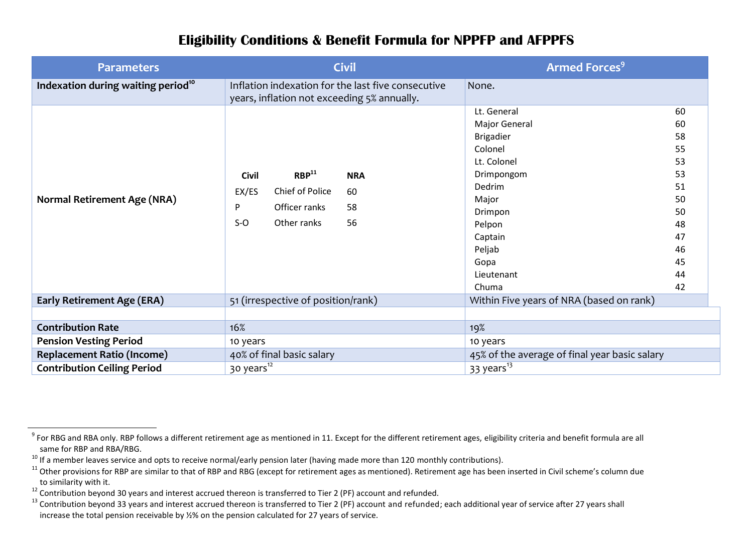# Eligibility Conditions & Benefit Formula for NPPFP and AFPPFS

| Parameters | Civil | Armed Forces[9] |
|---|---|---|
| **Indexation during waiting period**[10] | Inflation indexation for the last five consecutive years, inflation not exceeding 5% annually. | None. |
| **Normal Retirement Age (NRA)** | **Civil** / **RBP**[11] / **NRA**<br>EX/ES — Chief of Police — 60<br>P — Officer ranks — 58<br>S-O — Other ranks — 56 | Lt. General 60<br>Major General 60<br>Brigadier 58<br>Colonel 55<br>Lt. Colonel 53<br>Drimpongom 53<br>Dedrim 51<br>Major 50<br>Drimpon 50<br>Pelpon 48<br>Captain 47<br>Peljab 46<br>Gopa 45<br>Lieutenant 44<br>Chuma 42 |
| **Early Retirement Age (ERA)** | 51 (irrespective of position/rank) | Within Five years of NRA (based on rank) |
| | | |
| **Contribution Rate** | 16% | 19% |
| **Pension Vesting Period** | 10 years | 10 years |
| **Replacement Ratio (Income)** | 40% of final basic salary | 45% of the average of final year basic salary |
| **Contribution Ceiling Period** | 30 years[12] | 33 years[13] |

---

[9] For RBG and RBA only. RBP follows a different retirement age as mentioned in 11. Except for the different retirement ages, eligibility criteria and benefit formula are all same for RBP and RBA/RBG.

[10] If a member leaves service and opts to receive normal/early pension later (having made more than 120 monthly contributions).

[11] Other provisions for RBP are similar to that of RBP and RBG (except for retirement ages as mentioned). Retirement age has been inserted in Civil scheme's column due to similarity with it.

[12] Contribution beyond 30 years and interest accrued thereon is transferred to Tier 2 (PF) account and refunded.

[13] Contribution beyond 33 years and interest accrued thereon is transferred to Tier 2 (PF) account and refunded; each additional year of service after 27 years shall increase the total pension receivable by ½% on the pension calculated for 27 years of service.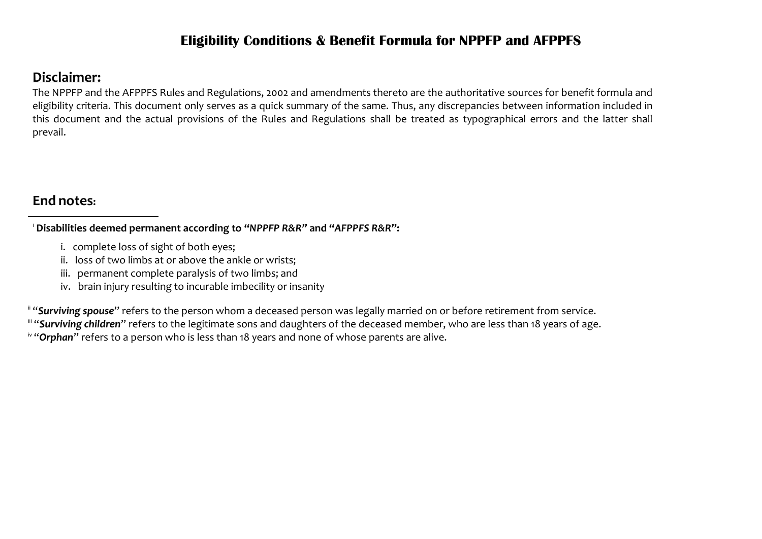# Eligibility Conditions & Benefit Formula for NPPFP and AFPPFS

## Disclaimer:

The NPPFP and the AFPPFS Rules and Regulations, 2002 and amendments thereto are the authoritative sources for benefit formula and eligibility criteria. This document only serves as a quick summary of the same. Thus, any discrepancies between information included in this document and the actual provisions of the Rules and Regulations shall be treated as typographical errors and the latter shall prevail.

## End notes:

[i] **Disabilities deemed permanent according to "*NPPFP R&R*" and "*AFPPFS R&R*":**

i. complete loss of sight of both eyes;
ii. loss of two limbs at or above the ankle or wrists;
iii. permanent complete paralysis of two limbs; and
iv. brain injury resulting to incurable imbecility or insanity

[ii] "***Surviving spouse***" refers to the person whom a deceased person was legally married on or before retirement from service.
[iii] "***Surviving children***" refers to the legitimate sons and daughters of the deceased member, who are less than 18 years of age.
[iv] "***Orphan***" refers to a person who is less than 18 years and none of whose parents are alive.